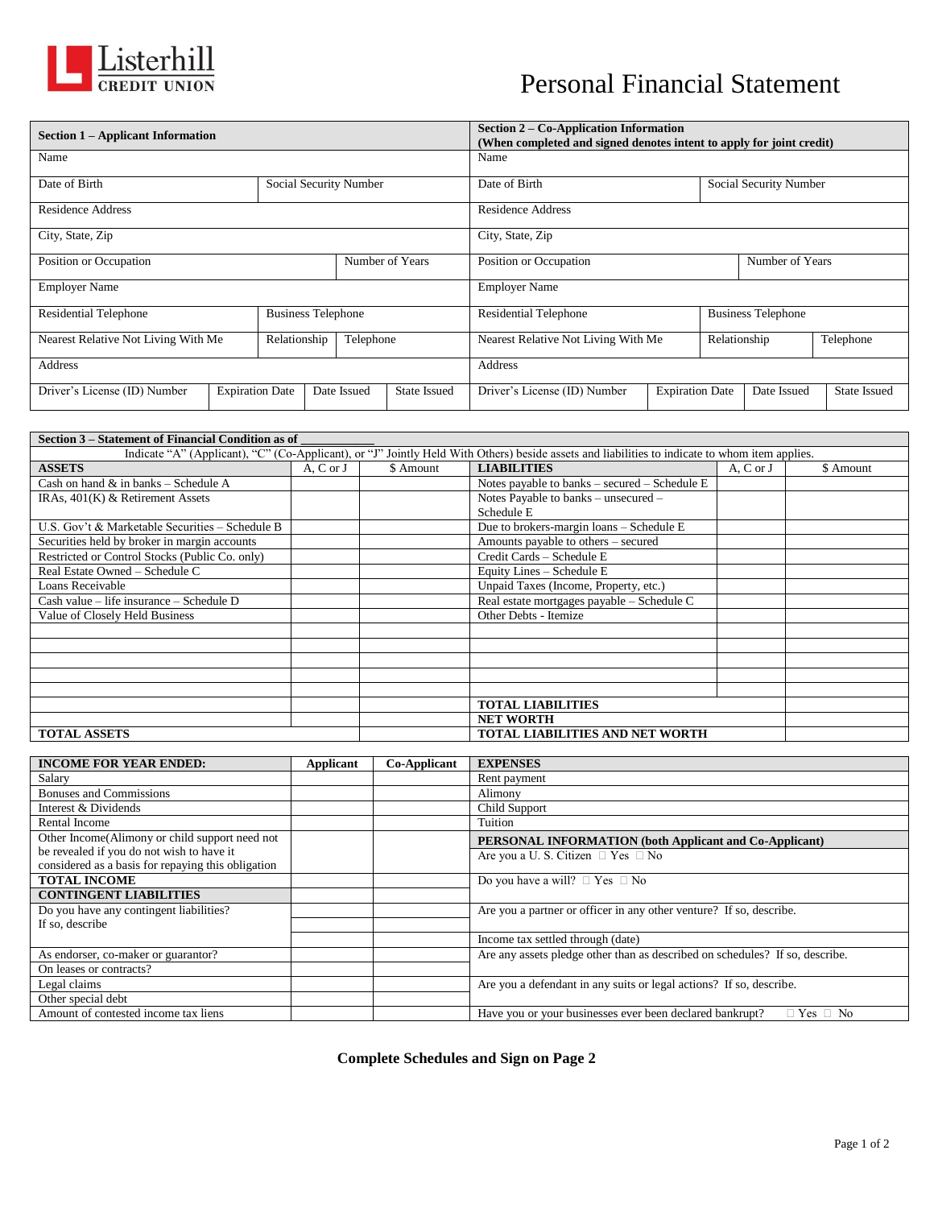Listerhill CREDIT UNION

# Personal Financial Statement

| **Section 1 – Applicant Information** | | | | **Section 2 – Co-Application Information (When completed and signed denotes intent to apply for joint credit)** | | | |
|---|---|---|---|---|---|---|---|
| Name | | | | Name | | | |
| Date of Birth | Social Security Number | | | Date of Birth | Social Security Number | | |
| Residence Address | | | | Residence Address | | | |
| City, State, Zip | | | | City, State, Zip | | | |
| Position or Occupation | | Number of Years | | Position or Occupation | | Number of Years | |
| Employer Name | | | | Employer Name | | | |
| Residential Telephone | Business Telephone | | | Residential Telephone | Business Telephone | | |
| Nearest Relative Not Living With Me | Relationship | Telephone | | Nearest Relative Not Living With Me | Relationship | Telephone | |
| Address | | | | Address | | | |
| Driver's License (ID) Number | Expiration Date | Date Issued | State Issued | Driver's License (ID) Number | Expiration Date | Date Issued | State Issued |

**Section 3 – Statement of Financial Condition as of ___________**

Indicate "A" (Applicant), "C" (Co-Applicant), or "J" Jointly Held With Others) beside assets and liabilities to indicate to whom item applies.

| **ASSETS** | A, C or J | $ Amount | **LIABILITIES** | A, C or J | $ Amount |
|---|---|---|---|---|---|
| Cash on hand & in banks – Schedule A | | | Notes payable to banks – secured – Schedule E | | |
| IRAs, 401(K) & Retirement Assets | | | Notes Payable to banks – unsecured – Schedule E | | |
| U.S. Gov't & Marketable Securities – Schedule B | | | Due to brokers-margin loans – Schedule E | | |
| Securities held by broker in margin accounts | | | Amounts payable to others – secured | | |
| Restricted or Control Stocks (Public Co. only) | | | Credit Cards – Schedule E | | |
| Real Estate Owned – Schedule C | | | Equity Lines – Schedule E | | |
| Loans Receivable | | | Unpaid Taxes (Income, Property, etc.) | | |
| Cash value – life insurance – Schedule D | | | Real estate mortgages payable – Schedule C | | |
| Value of Closely Held Business | | | Other Debts - Itemize | | |
| | | | | | |
| | | | | | |
| | | | | | |
| | | | | | |
| | | | | | |
| | | | **TOTAL LIABILITIES** | | |
| | | | **NET WORTH** | | |
| **TOTAL ASSETS** | | | **TOTAL LIABILITIES AND NET WORTH** | | |

| **INCOME FOR YEAR ENDED:** | **Applicant** | **Co-Applicant** | **EXPENSES** |
|---|---|---|---|
| Salary | | | Rent payment |
| Bonuses and Commissions | | | Alimony |
| Interest & Dividends | | | Child Support |
| Rental Income | | | Tuition |
| Other Income(Alimony or child support need not be revealed if you do not wish to have it considered as a basis for repaying this obligation | | | **PERSONAL INFORMATION (both Applicant and Co-Applicant)** Are you a U. S. Citizen ☐ Yes ☐ No |
| **TOTAL INCOME** | | | Do you have a will? ☐ Yes ☐ No |
| **CONTINGENT LIABILITIES** | | | |
| Do you have any contingent liabilities? If so, describe | | | Are you a partner or officer in any other venture? If so, describe. |
| | | | Income tax settled through (date) |
| As endorser, co-maker or guarantor? | | | Are any assets pledge other than as described on schedules? If so, describe. |
| On leases or contracts? | | | |
| Legal claims | | | Are you a defendant in any suits or legal actions? If so, describe. |
| Other special debt | | | |
| Amount of contested income tax liens | | | Have you or your businesses ever been declared bankrupt? ☐ Yes ☐ No |

**Complete Schedules and Sign on Page 2**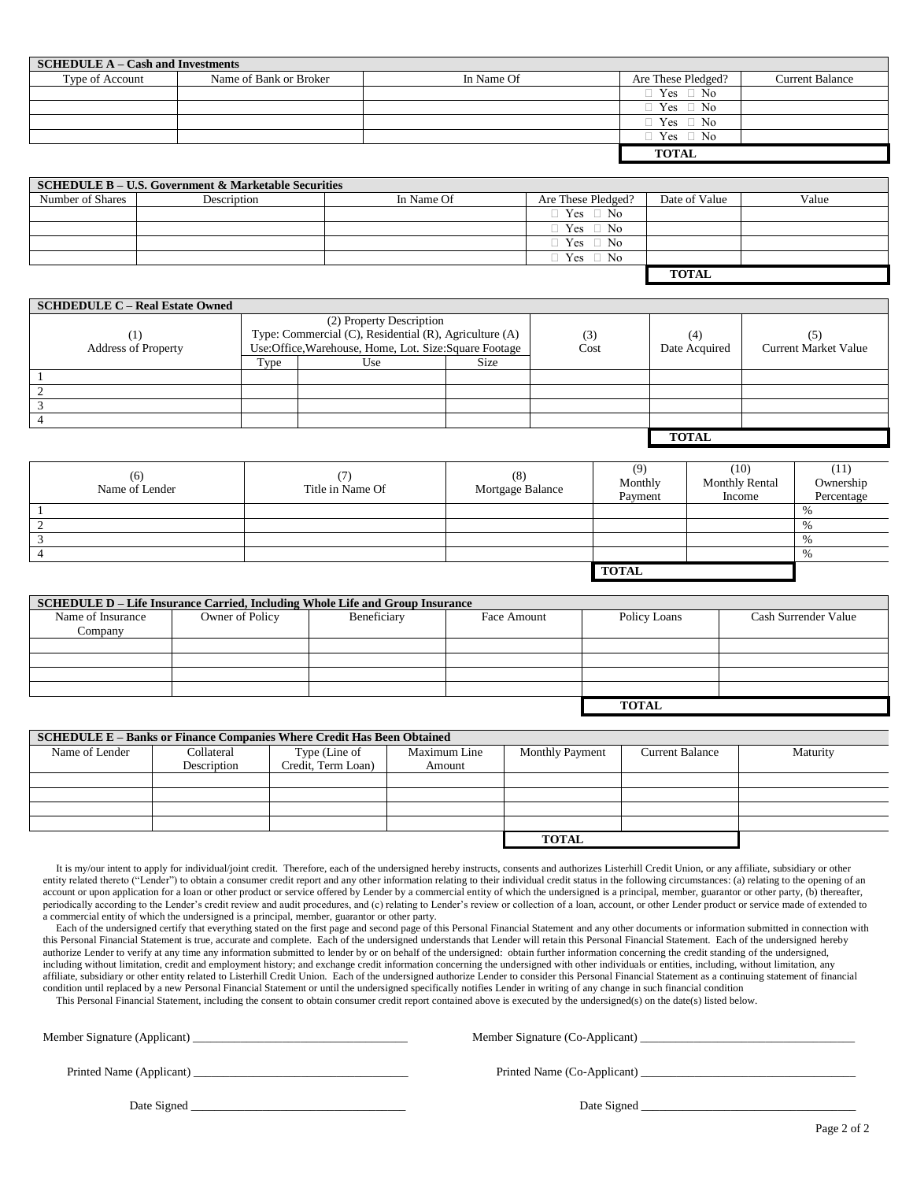**SCHEDULE A – Cash and Investments**

| Type of Account | Name of Bank or Broker | In Name Of | Are These Pledged? | Current Balance |
|---|---|---|---|---|
| | | | ☐ Yes ☐ No | |
| | | | ☐ Yes ☐ No | |
| | | | ☐ Yes ☐ No | |
| | | | ☐ Yes ☐ No | |
| | | | **TOTAL** | |

**SCHEDULE B – U.S. Government & Marketable Securities**

| Number of Shares | Description | In Name Of | Are These Pledged? | Date of Value | Value |
|---|---|---|---|---|---|
| | | | ☐ Yes ☐ No | | |
| | | | ☐ Yes ☐ No | | |
| | | | ☐ Yes ☐ No | | |
| | | | ☐ Yes ☐ No | | |
| | | | | **TOTAL** | |

**SCHDEDULE C – Real Estate Owned**

| (1) Address of Property | (2) Property Description Type: Commercial (C), Residential (R), Agriculture (A) Use:Office,Warehouse, Home, Lot. Size:Square Footage | | | (3) Cost | (4) Date Acquired | (5) Current Market Value |
|---|---|---|---|---|---|---|
| | Type | Use | Size | | | |
| 1 | | | | | | |
| 2 | | | | | | |
| 3 | | | | | | |
| 4 | | | | | | |
| | | | | | **TOTAL** | |

| (6) Name of Lender | (7) Title in Name Of | (8) Mortgage Balance | (9) Monthly Payment | (10) Monthly Rental Income | (11) Ownership Percentage |
|---|---|---|---|---|---|
| 1 | | | | | % |
| 2 | | | | | % |
| 3 | | | | | % |
| 4 | | | | | % |
| | | | **TOTAL** | | |

**SCHEDULE D – Life Insurance Carried, Including Whole Life and Group Insurance**

| Name of Insurance Company | Owner of Policy | Beneficiary | Face Amount | Policy Loans | Cash Surrender Value |
|---|---|---|---|---|---|
| | | | | | |
| | | | | | |
| | | | | | |
| | | | | | |
| | | | | **TOTAL** | |

**SCHEDULE E – Banks or Finance Companies Where Credit Has Been Obtained**

| Name of Lender | Collateral Description | Type (Line of Credit, Term Loan) | Maximum Line Amount | Monthly Payment | Current Balance | Maturity |
|---|---|---|---|---|---|---|
| | | | | | | |
| | | | | | | |
| | | | | | | |
| | | | | | | |
| | | | | **TOTAL** | | |

It is my/our intent to apply for individual/joint credit. Therefore, each of the undersigned hereby instructs, consents and authorizes Listerhill Credit Union, or any affiliate, subsidiary or other entity related thereto ("Lender") to obtain a consumer credit report and any other information relating to their individual credit status in the following circumstances: (a) relating to the opening of an account or upon application for a loan or other product or service offered by Lender by a commercial entity of which the undersigned is a principal, member, guarantor or other party, (b) thereafter, periodically according to the Lender's credit review and audit procedures, and (c) relating to Lender's review or collection of a loan, account, or other Lender product or service made of extended to a commercial entity of which the undersigned is a principal, member, guarantor or other party.

Each of the undersigned certify that everything stated on the first page and second page of this Personal Financial Statement and any other documents or information submitted in connection with this Personal Financial Statement is true, accurate and complete. Each of the undersigned understands that Lender will retain this Personal Financial Statement. Each of the undersigned hereby authorize Lender to verify at any time any information submitted to lender by or on behalf of the undersigned: obtain further information concerning the credit standing of the undersigned, including without limitation, credit and employment history; and exchange credit information concerning the undersigned with other individuals or entities, including, without limitation, any affiliate, subsidiary or other entity related to Listerhill Credit Union. Each of the undersigned authorize Lender to consider this Personal Financial Statement as a continuing statement of financial condition until replaced by a new Personal Financial Statement or until the undersigned specifically notifies Lender in writing of any change in such financial condition

This Personal Financial Statement, including the consent to obtain consumer credit report contained above is executed by the undersigned(s) on the date(s) listed below.

Member Signature (Applicant) ____________________________________ Member Signature (Co-Applicant) ____________________________________

Printed Name (Applicant) ____________________________________ Printed Name (Co-Applicant) ____________________________________

Date Signed ____________________________________ Date Signed ____________________________________